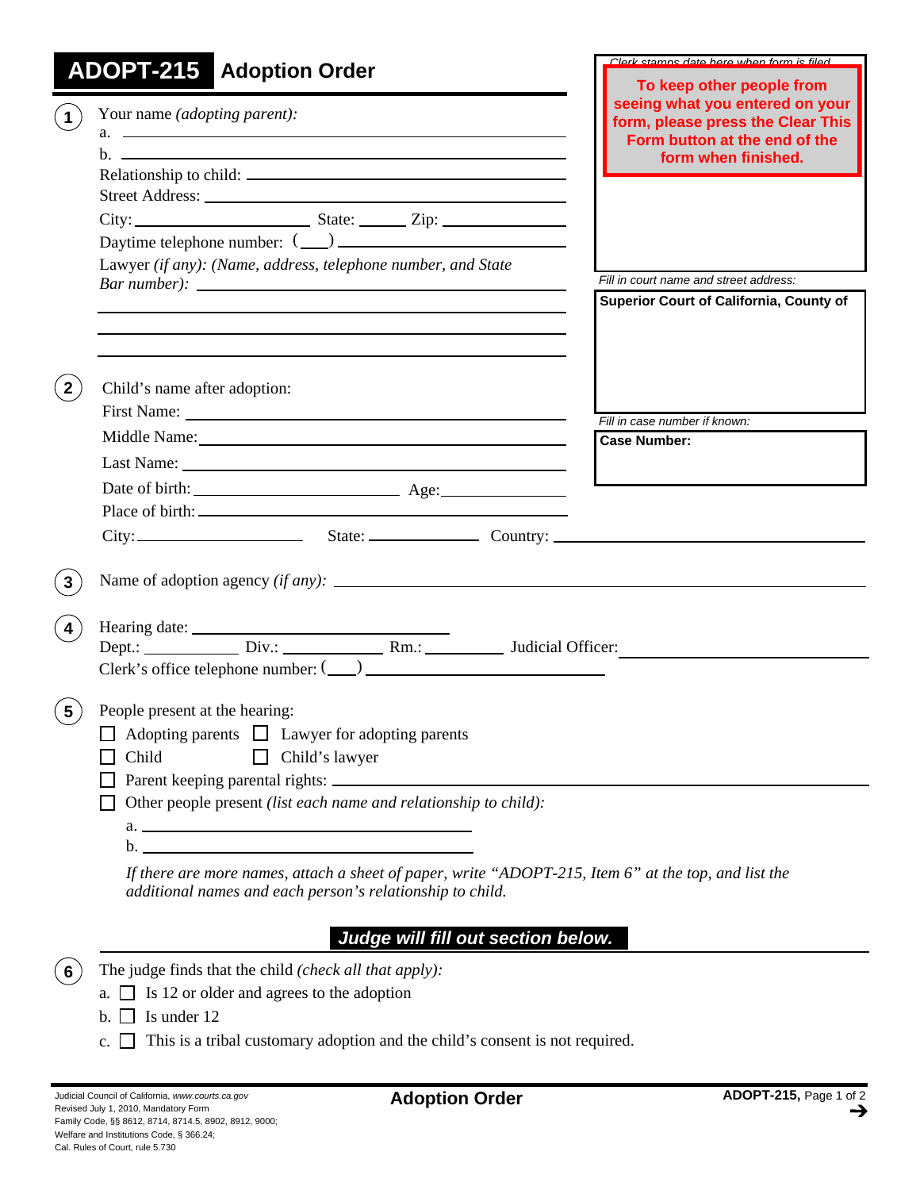# ADOPT-215 Adoption Order

*Clerk stamps date here when form is filed.*

**To keep other people from seeing what you entered on your form, please press the Clear This Form button at the end of the form when finished.**

*Fill in court name and street address:*

**Superior Court of California, County of**

*Fill in case number if known:*

**Case Number:**

1. Your name *(adopting parent)*:
   a. ______________________
   b. ______________________
   Relationship to child: ______________________
   Street Address: ______________________
   City: ____________ State: ______ Zip: ____________
   Daytime telephone number: ( ___ ) ______________
   Lawyer *(if any)*: *(Name, address, telephone number, and State Bar number)*: ______________________

2. Child's name after adoption:
   First Name: ______________________
   Middle Name: ______________________
   Last Name: ______________________
   Date of birth: ____________ Age: ______
   Place of birth: ______________________
   City: ____________ State: ____________ Country: ______________

3. Name of adoption agency *(if any)*: ______________________

4. Hearing date: ______________________
   Dept.: ________ Div.: ________ Rm.: ________ Judicial Officer: ______________
   Clerk's office telephone number: ( ___ ) ______________

5. People present at the hearing:
   - ☐ Adopting parents ☐ Lawyer for adopting parents
   - ☐ Child ☐ Child's lawyer
   - ☐ Parent keeping parental rights: ______________________
   - ☐ Other people present *(list each name and relationship to child)*:
     a. ______________________
     b. ______________________

   *If there are more names, attach a sheet of paper, write "ADOPT-215, Item 6" at the top, and list the additional names and each person's relationship to child.*

***Judge will fill out section below.***

6. The judge finds that the child *(check all that apply)*:
   a. ☐ Is 12 or older and agrees to the adoption
   b. ☐ Is under 12
   c. ☐ This is a tribal customary adoption and the child's consent is not required.

Judicial Council of California, *www.courts.ca.gov*
Revised July 1, 2010, Mandatory Form
Family Code, §§ 8612, 8714, 8714.5, 8902, 8912, 9000;
Welfare and Institutions Code, § 366.24;
Cal. Rules of Court, rule 5.730

**Adoption Order**

**ADOPT-215,** Page 1 of 2 ➔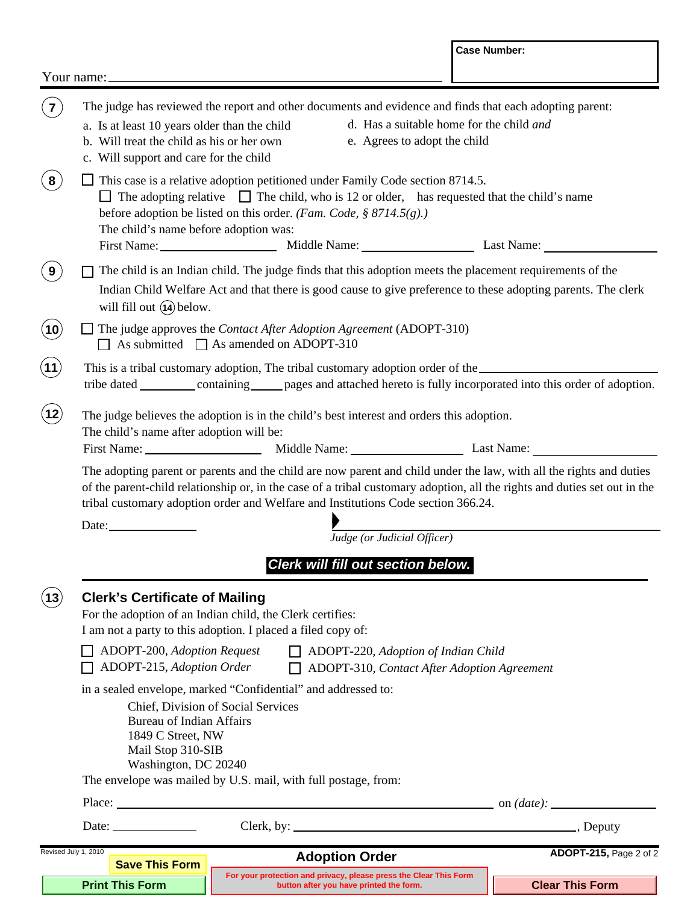Your name: ______________________________

**Case Number:**

7. The judge has reviewed the report and other documents and evidence and finds that each adopting parent:
   a. Is at least 10 years older than the child
   b. Will treat the child as his or her own
   c. Will support and care for the child
   d. Has a suitable home for the child *and*
   e. Agrees to adopt the child

8. ☐ This case is a relative adoption petitioned under Family Code section 8714.5.
   ☐ The adopting relative ☐ The child, who is 12 or older, has requested that the child's name before adoption be listed on this order. *(Fam. Code, § 8714.5(g).)*
   The child's name before adoption was:
   First Name: ______________ Middle Name: ______________ Last Name: ______________

9. ☐ The child is an Indian child. The judge finds that this adoption meets the placement requirements of the Indian Child Welfare Act and that there is good cause to give preference to these adopting parents. The clerk will fill out (14) below.

10. ☐ The judge approves the *Contact After Adoption Agreement* (ADOPT-310)
    ☐ As submitted ☐ As amended on ADOPT-310

11. This is a tribal customary adoption, The tribal customary adoption order of the ______________ tribe dated ________ containing _____ pages and attached hereto is fully incorporated into this order of adoption.

12. The judge believes the adoption is in the child's best interest and orders this adoption.
    The child's name after adoption will be:
    First Name: ______________ Middle Name: ______________ Last Name: ______________

    The adopting parent or parents and the child are now parent and child under the law, with all the rights and duties of the parent-child relationship or, in the case of a tribal customary adoption, all the rights and duties set out in the tribal customary adoption order and Welfare and Institutions Code section 366.24.

    Date: ______________ ▶ ______________________________
    *Judge (or Judicial Officer)*

***Clerk will fill out section below.***

13. ## Clerk's Certificate of Mailing

    For the adoption of an Indian child, the Clerk certifies:
    I am not a party to this adoption. I placed a filed copy of:

    ☐ ADOPT-200, *Adoption Request*
    ☐ ADOPT-215, *Adoption Order*
    ☐ ADOPT-220, *Adoption of Indian Child*
    ☐ ADOPT-310, *Contact After Adoption Agreement*

    in a sealed envelope, marked "Confidential" and addressed to:

    Chief, Division of Social Services
    Bureau of Indian Affairs
    1849 C Street, NW
    Mail Stop 310-SIB
    Washington, DC 20240

    The envelope was mailed by U.S. mail, with full postage, from:

    Place: ______________________________ on *(date)*: ______________

    Date: ______________ Clerk, by: ______________________________, Deputy

Revised July 1, 2010

**Adoption Order**

**ADOPT-215,**

For your protection and privacy, please press the Clear This Form button after you have printed the form.